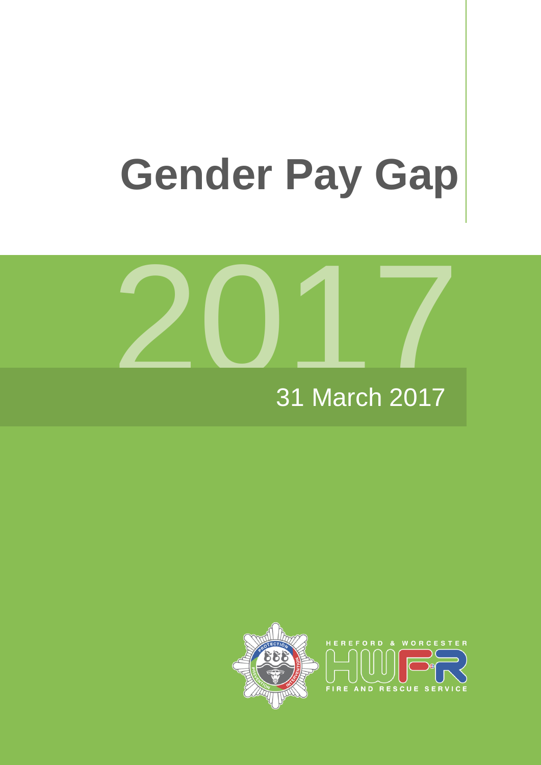# Gender Pay Gap

2017

31 March 2017

HEREFORD & WORCESTER

HWFR

FIRE AND RESCUE SERVICE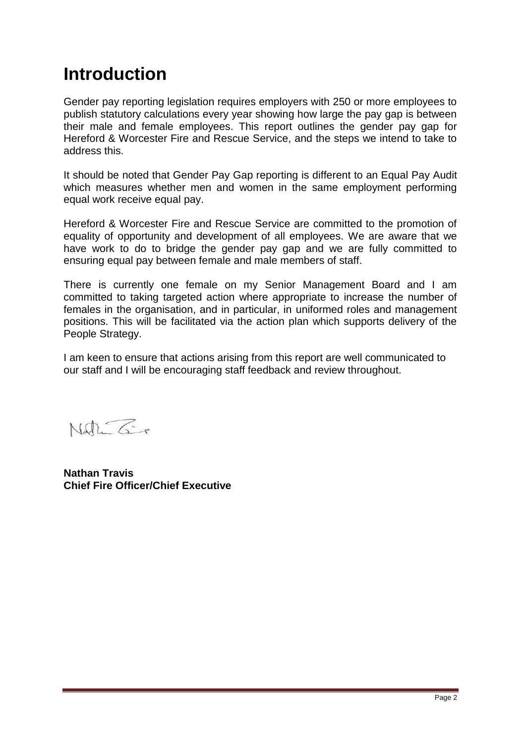# Introduction

Gender pay reporting legislation requires employers with 250 or more employees to publish statutory calculations every year showing how large the pay gap is between their male and female employees. This report outlines the gender pay gap for Hereford & Worcester Fire and Rescue Service, and the steps we intend to take to address this.

It should be noted that Gender Pay Gap reporting is different to an Equal Pay Audit which measures whether men and women in the same employment performing equal work receive equal pay.

Hereford & Worcester Fire and Rescue Service are committed to the promotion of equality of opportunity and development of all employees. We are aware that we have work to do to bridge the gender pay gap and we are fully committed to ensuring equal pay between female and male members of staff.

There is currently one female on my Senior Management Board and I am committed to taking targeted action where appropriate to increase the number of females in the organisation, and in particular, in uniformed roles and management positions. This will be facilitated via the action plan which supports delivery of the People Strategy.

I am keen to ensure that actions arising from this report are well communicated to our staff and I will be encouraging staff feedback and review throughout.

**Nathan Travis**
**Chief Fire Officer/Chief Executive**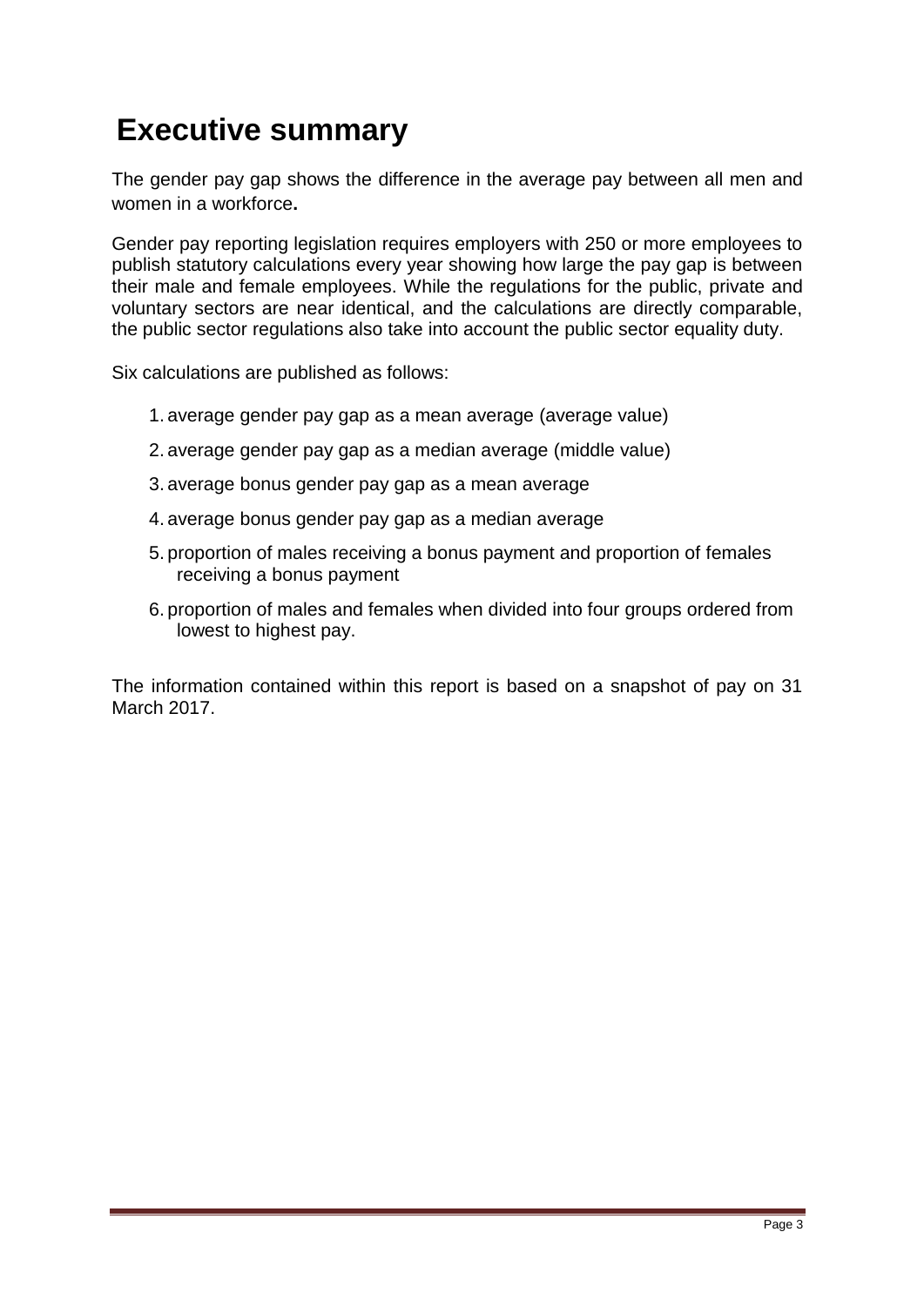# Executive summary

The gender pay gap shows the difference in the average pay between all men and women in a workforce**.**

Gender pay reporting legislation requires employers with 250 or more employees to publish statutory calculations every year showing how large the pay gap is between their male and female employees. While the regulations for the public, private and voluntary sectors are near identical, and the calculations are directly comparable, the public sector regulations also take into account the public sector equality duty.

Six calculations are published as follows:

1. average gender pay gap as a mean average (average value)
2. average gender pay gap as a median average (middle value)
3. average bonus gender pay gap as a mean average
4. average bonus gender pay gap as a median average
5. proportion of males receiving a bonus payment and proportion of females receiving a bonus payment
6. proportion of males and females when divided into four groups ordered from lowest to highest pay.

The information contained within this report is based on a snapshot of pay on 31 March 2017.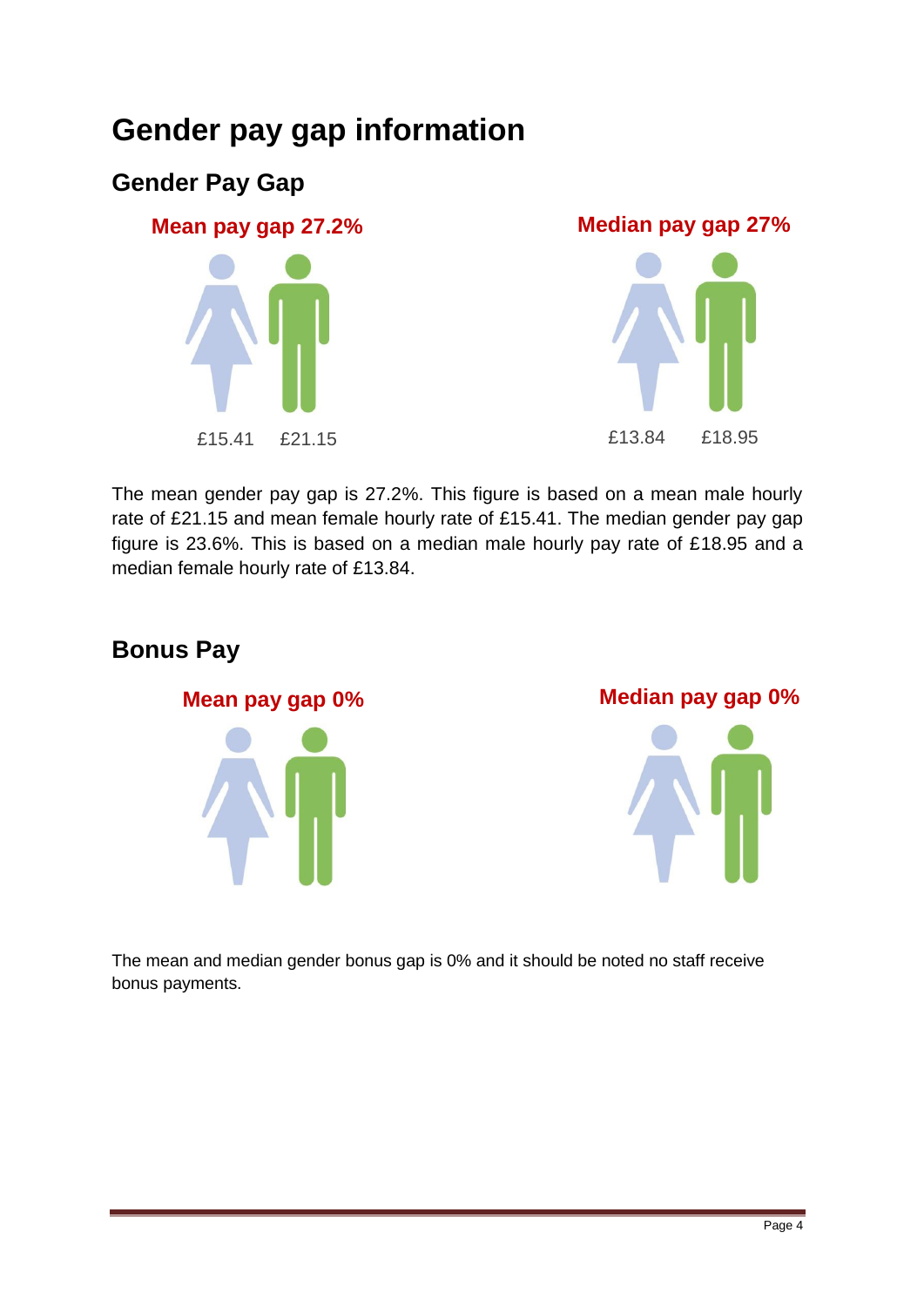# Gender pay gap information

## Gender Pay Gap

**Mean pay gap 27.2%**

£15.41 £21.15

**Median pay gap 27%**

£13.84 £18.95

The mean gender pay gap is 27.2%. This figure is based on a mean male hourly rate of £21.15 and mean female hourly rate of £15.41. The median gender pay gap figure is 23.6%. This is based on a median male hourly pay rate of £18.95 and a median female hourly rate of £13.84.

## Bonus Pay

**Mean pay gap 0%**

**Median pay gap 0%**

The mean and median gender bonus gap is 0% and it should be noted no staff receive bonus payments.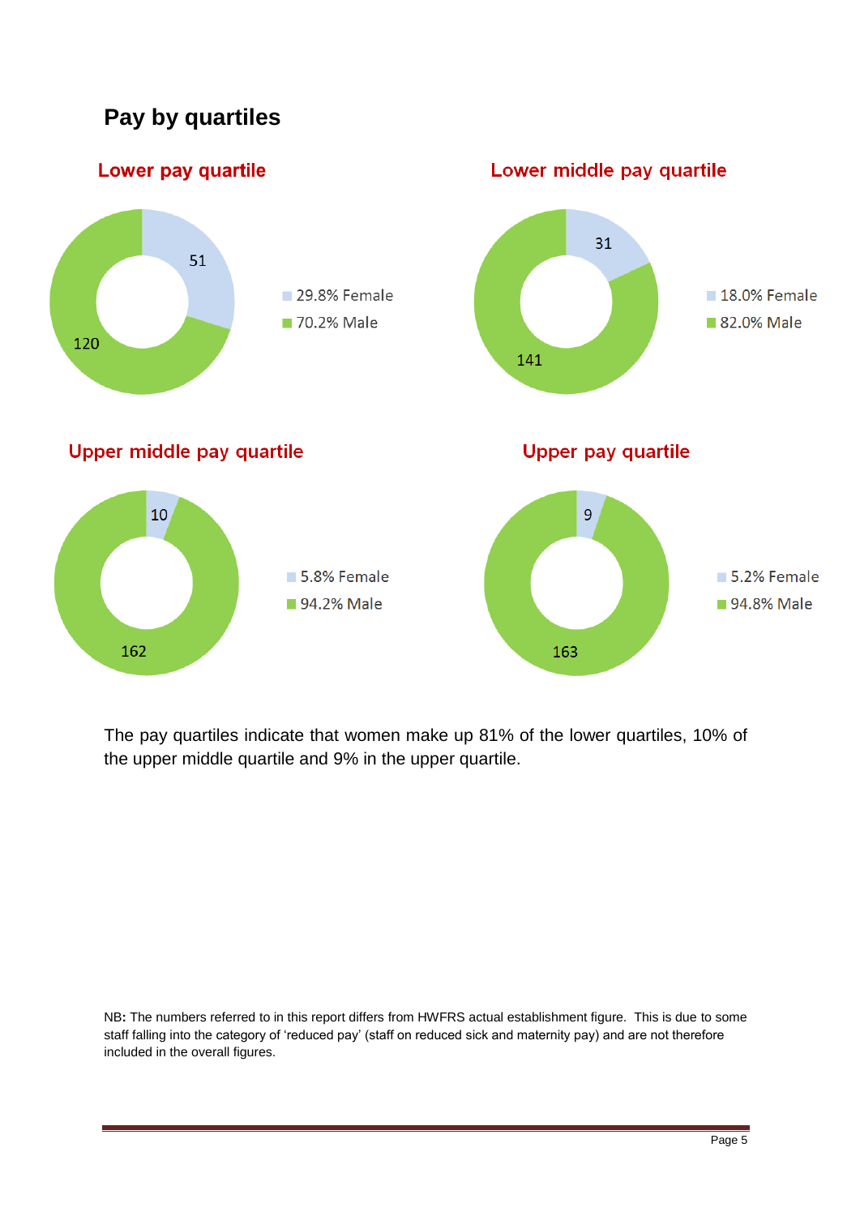## Pay by quartiles

### Lower pay quartile

51

120

29.8% Female

70.2% Male

### Lower middle pay quartile

31

141

18.0% Female

82.0% Male

### Upper middle pay quartile

10

162

5.8% Female

94.2% Male

### Upper pay quartile

9

163

5.2% Female

94.8% Male

The pay quartiles indicate that women make up 81% of the lower quartiles, 10% of the upper middle quartile and 9% in the upper quartile.

NB**:** The numbers referred to in this report differs from HWFRS actual establishment figure. This is due to some staff falling into the category of 'reduced pay' (staff on reduced sick and maternity pay) and are not therefore included in the overall figures.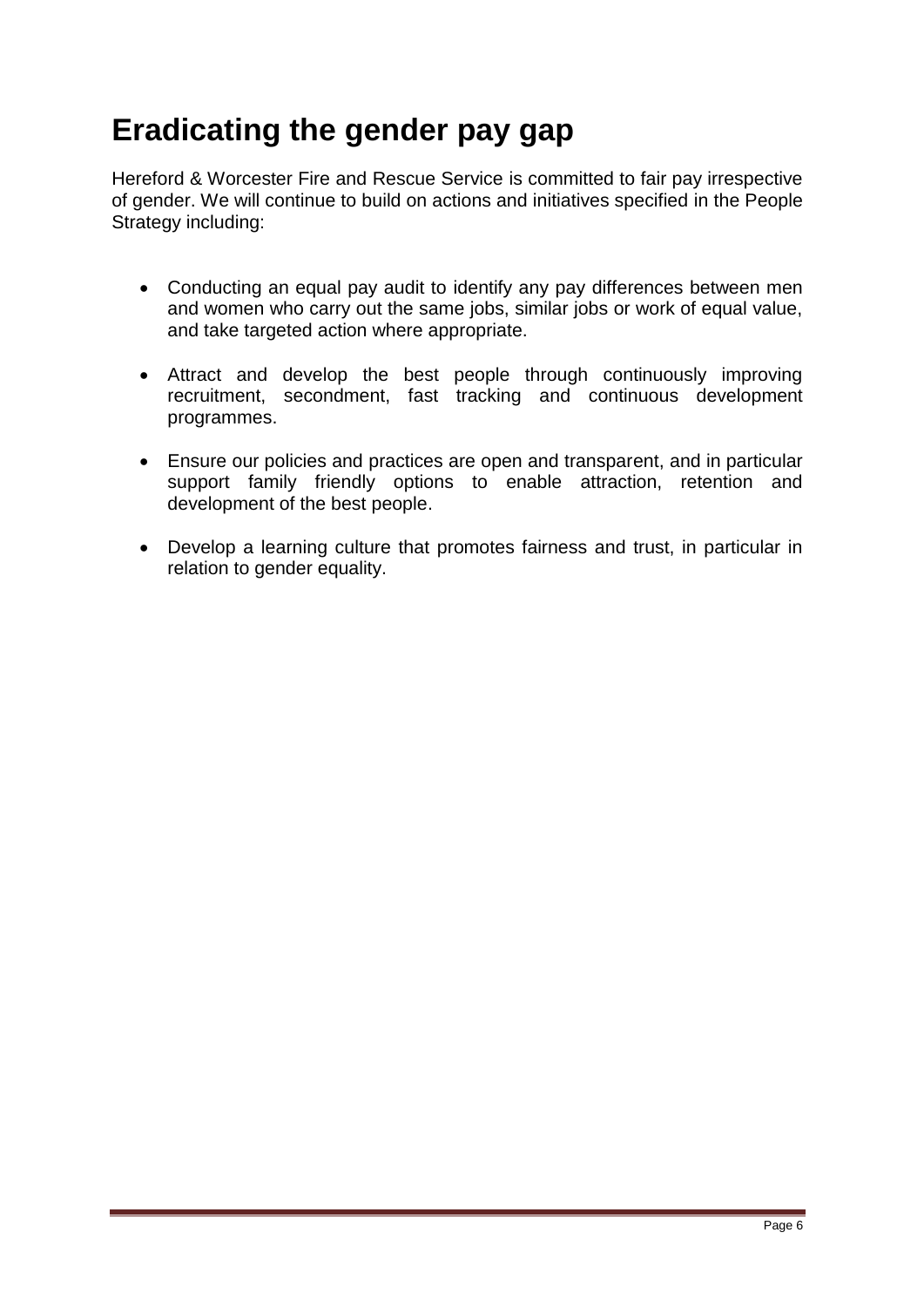# Eradicating the gender pay gap

Hereford & Worcester Fire and Rescue Service is committed to fair pay irrespective of gender. We will continue to build on actions and initiatives specified in the People Strategy including:

- Conducting an equal pay audit to identify any pay differences between men and women who carry out the same jobs, similar jobs or work of equal value, and take targeted action where appropriate.
- Attract and develop the best people through continuously improving recruitment, secondment, fast tracking and continuous development programmes.
- Ensure our policies and practices are open and transparent, and in particular support family friendly options to enable attraction, retention and development of the best people.
- Develop a learning culture that promotes fairness and trust, in particular in relation to gender equality.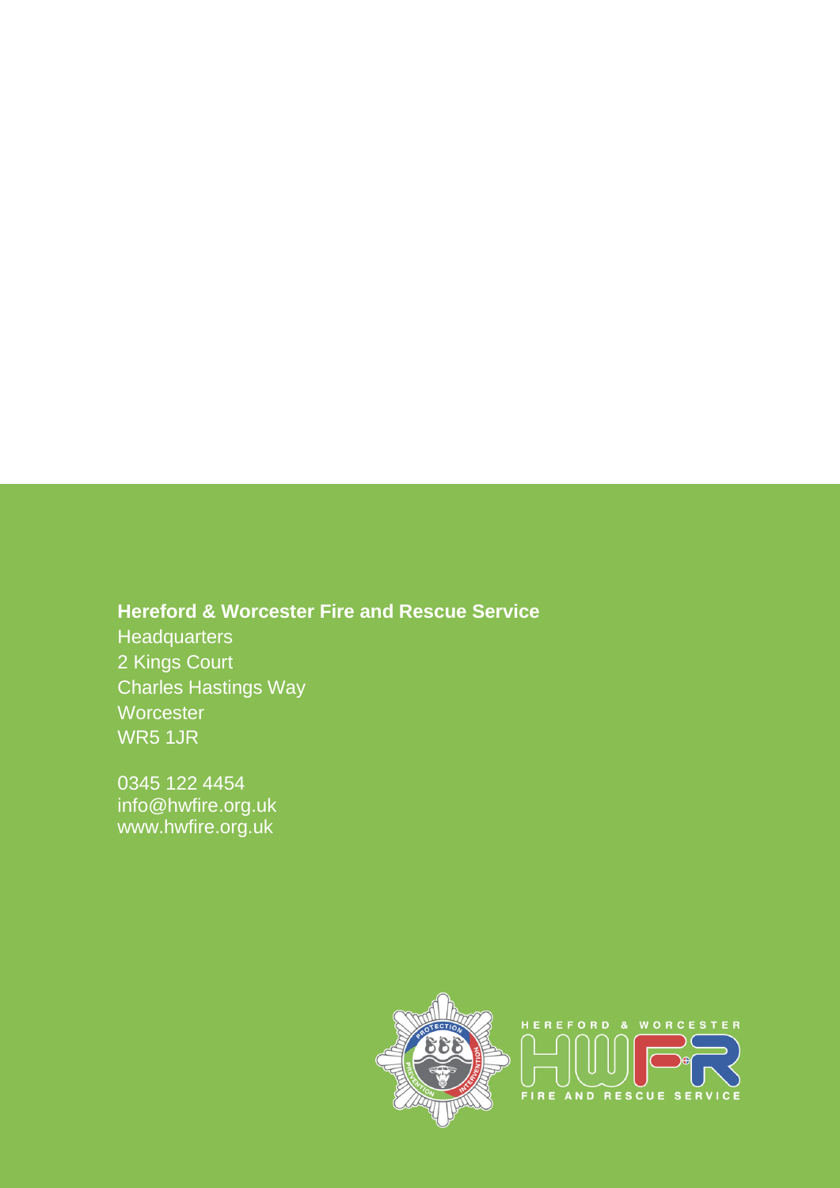**Hereford & Worcester Fire and Rescue Service**
Headquarters
2 Kings Court
Charles Hastings Way
Worcester
WR5 1JR

0345 122 4454
info@hwfire.org.uk
www.hwfire.org.uk